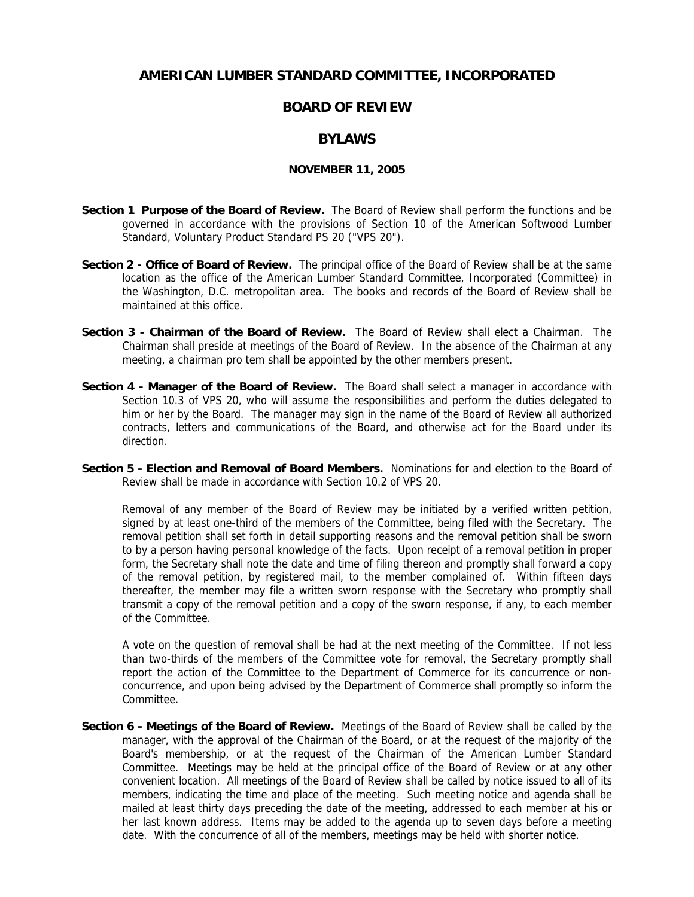# AMERICAN LUMBER STANDARD COMMITTEE, INCORPORATED

## BOARD OF REVIEW

## BYLAWS

### NOVEMBER 11, 2005

**Section 1 Purpose of the Board of Review.** The Board of Review shall perform the functions and be governed in accordance with the provisions of Section 10 of the American Softwood Lumber Standard, Voluntary Product Standard PS 20 ("VPS 20").

**Section 2 - Office of Board of Review.** The principal office of the Board of Review shall be at the same location as the office of the American Lumber Standard Committee, Incorporated (Committee) in the Washington, D.C. metropolitan area. The books and records of the Board of Review shall be maintained at this office.

**Section 3 - Chairman of the Board of Review.** The Board of Review shall elect a Chairman. The Chairman shall preside at meetings of the Board of Review. In the absence of the Chairman at any meeting, a chairman pro tem shall be appointed by the other members present.

**Section 4 - Manager of the Board of Review.** The Board shall select a manager in accordance with Section 10.3 of VPS 20, who will assume the responsibilities and perform the duties delegated to him or her by the Board. The manager may sign in the name of the Board of Review all authorized contracts, letters and communications of the Board, and otherwise act for the Board under its direction.

**Section 5 - Election and Removal of Board Members.** Nominations for and election to the Board of Review shall be made in accordance with Section 10.2 of VPS 20.

Removal of any member of the Board of Review may be initiated by a verified written petition, signed by at least one-third of the members of the Committee, being filed with the Secretary. The removal petition shall set forth in detail supporting reasons and the removal petition shall be sworn to by a person having personal knowledge of the facts. Upon receipt of a removal petition in proper form, the Secretary shall note the date and time of filing thereon and promptly shall forward a copy of the removal petition, by registered mail, to the member complained of. Within fifteen days thereafter, the member may file a written sworn response with the Secretary who promptly shall transmit a copy of the removal petition and a copy of the sworn response, if any, to each member of the Committee.

A vote on the question of removal shall be had at the next meeting of the Committee. If not less than two-thirds of the members of the Committee vote for removal, the Secretary promptly shall report the action of the Committee to the Department of Commerce for its concurrence or non-concurrence, and upon being advised by the Department of Commerce shall promptly so inform the Committee.

**Section 6 - Meetings of the Board of Review.** Meetings of the Board of Review shall be called by the manager, with the approval of the Chairman of the Board, or at the request of the majority of the Board's membership, or at the request of the Chairman of the American Lumber Standard Committee. Meetings may be held at the principal office of the Board of Review or at any other convenient location. All meetings of the Board of Review shall be called by notice issued to all of its members, indicating the time and place of the meeting. Such meeting notice and agenda shall be mailed at least thirty days preceding the date of the meeting, addressed to each member at his or her last known address. Items may be added to the agenda up to seven days before a meeting date. With the concurrence of all of the members, meetings may be held with shorter notice.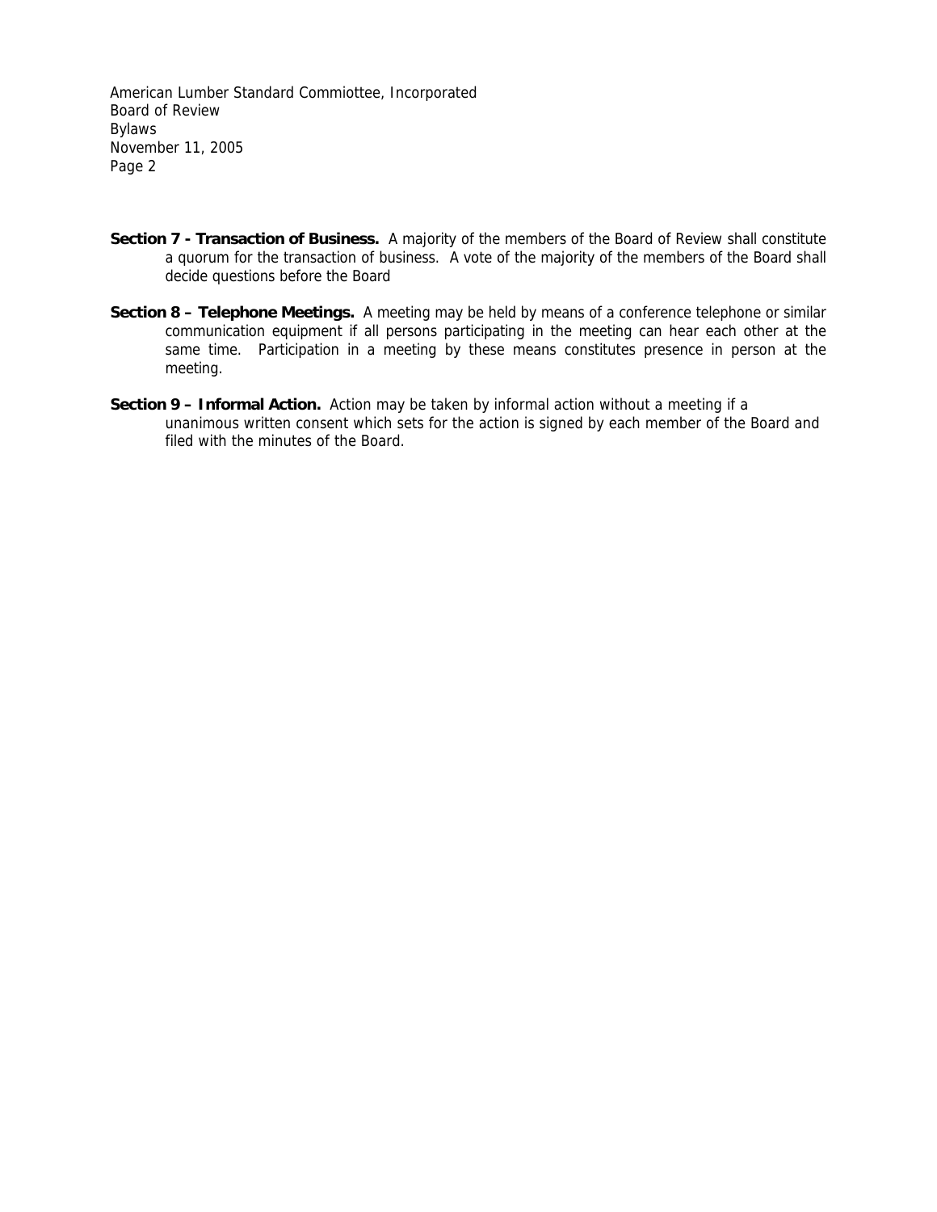**Section 7 - Transaction of Business.** A majority of the members of the Board of Review shall constitute a quorum for the transaction of business. A vote of the majority of the members of the Board shall decide questions before the Board

**Section 8 – Telephone Meetings.** A meeting may be held by means of a conference telephone or similar communication equipment if all persons participating in the meeting can hear each other at the same time. Participation in a meeting by these means constitutes presence in person at the meeting.

**Section 9 – Informal Action.** Action may be taken by informal action without a meeting if a unanimous written consent which sets for the action is signed by each member of the Board and filed with the minutes of the Board.